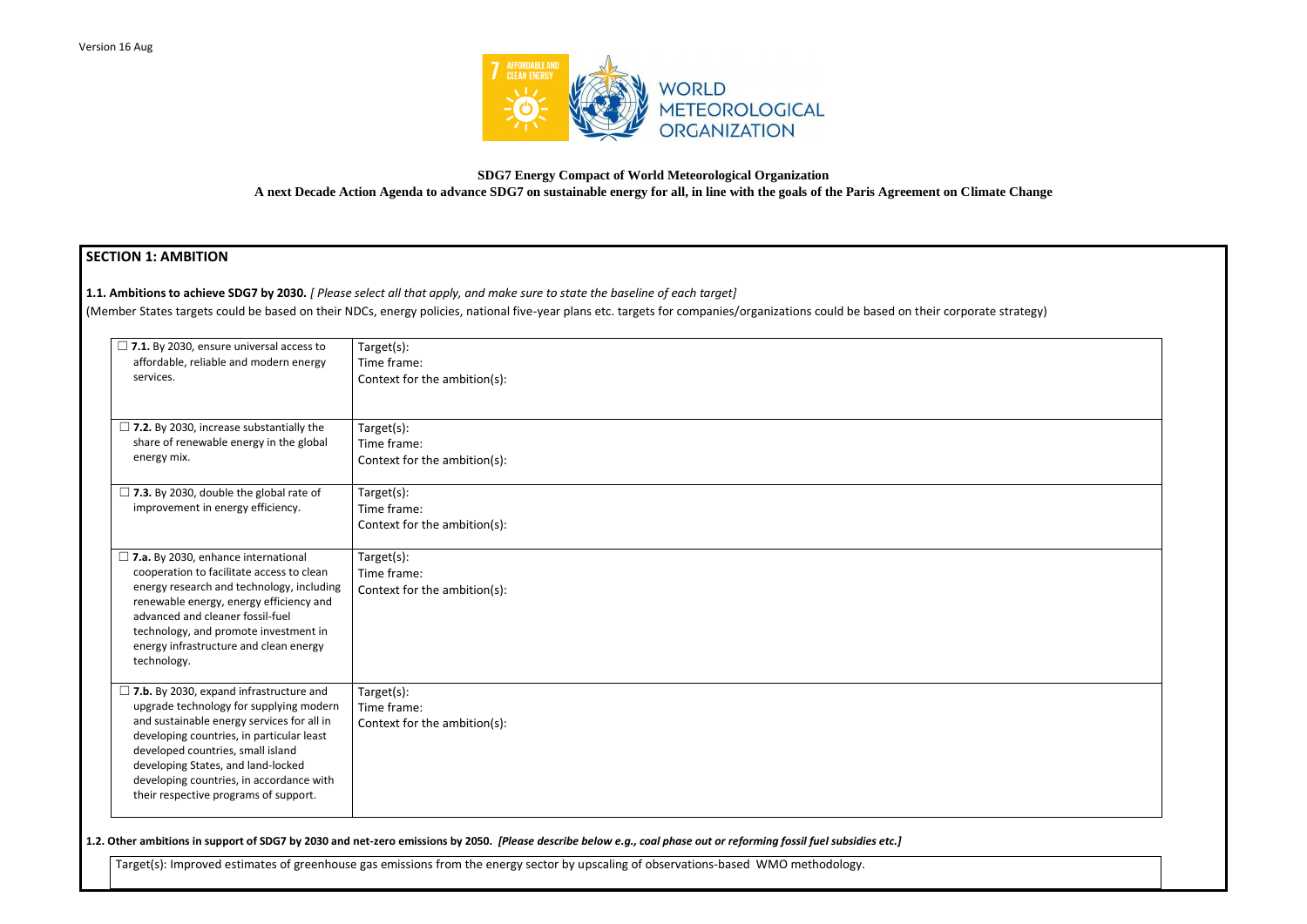Version 16 Aug

**SDG7 Energy Compact of World Meteorological Organization**

**A next Decade Action Agenda to advance SDG7 on sustainable energy for all, in line with the goals of the Paris Agreement on Climate Change**

## SECTION 1: AMBITION

**1.1. Ambitions to achieve SDG7 by 2030.** *[ Please select all that apply, and make sure to state the baseline of each target]*

(Member States targets could be based on their NDCs, energy policies, national five-year plans etc. targets for companies/organizations could be based on their corporate strategy)

| | |
|---|---|
| ☐ **7.1.** By 2030, ensure universal access to affordable, reliable and modern energy services. | Target(s):<br>Time frame:<br>Context for the ambition(s): |
| ☐ **7.2.** By 2030, increase substantially the share of renewable energy in the global energy mix. | Target(s):<br>Time frame:<br>Context for the ambition(s): |
| ☐ **7.3.** By 2030, double the global rate of improvement in energy efficiency. | Target(s):<br>Time frame:<br>Context for the ambition(s): |
| ☐ **7.a.** By 2030, enhance international cooperation to facilitate access to clean energy research and technology, including renewable energy, energy efficiency and advanced and cleaner fossil-fuel technology, and promote investment in energy infrastructure and clean energy technology. | Target(s):<br>Time frame:<br>Context for the ambition(s): |
| ☐ **7.b.** By 2030, expand infrastructure and upgrade technology for supplying modern and sustainable energy services for all in developing countries, in particular least developed countries, small island developing States, and land-locked developing countries, in accordance with their respective programs of support. | Target(s):<br>Time frame:<br>Context for the ambition(s): |

**1.2. Other ambitions in support of SDG7 by 2030 and net-zero emissions by 2050.** ***[Please describe below e.g., coal phase out or reforming fossil fuel subsidies etc.]***

Target(s): Improved estimates of greenhouse gas emissions from the energy sector by upscaling of observations-based WMO methodology.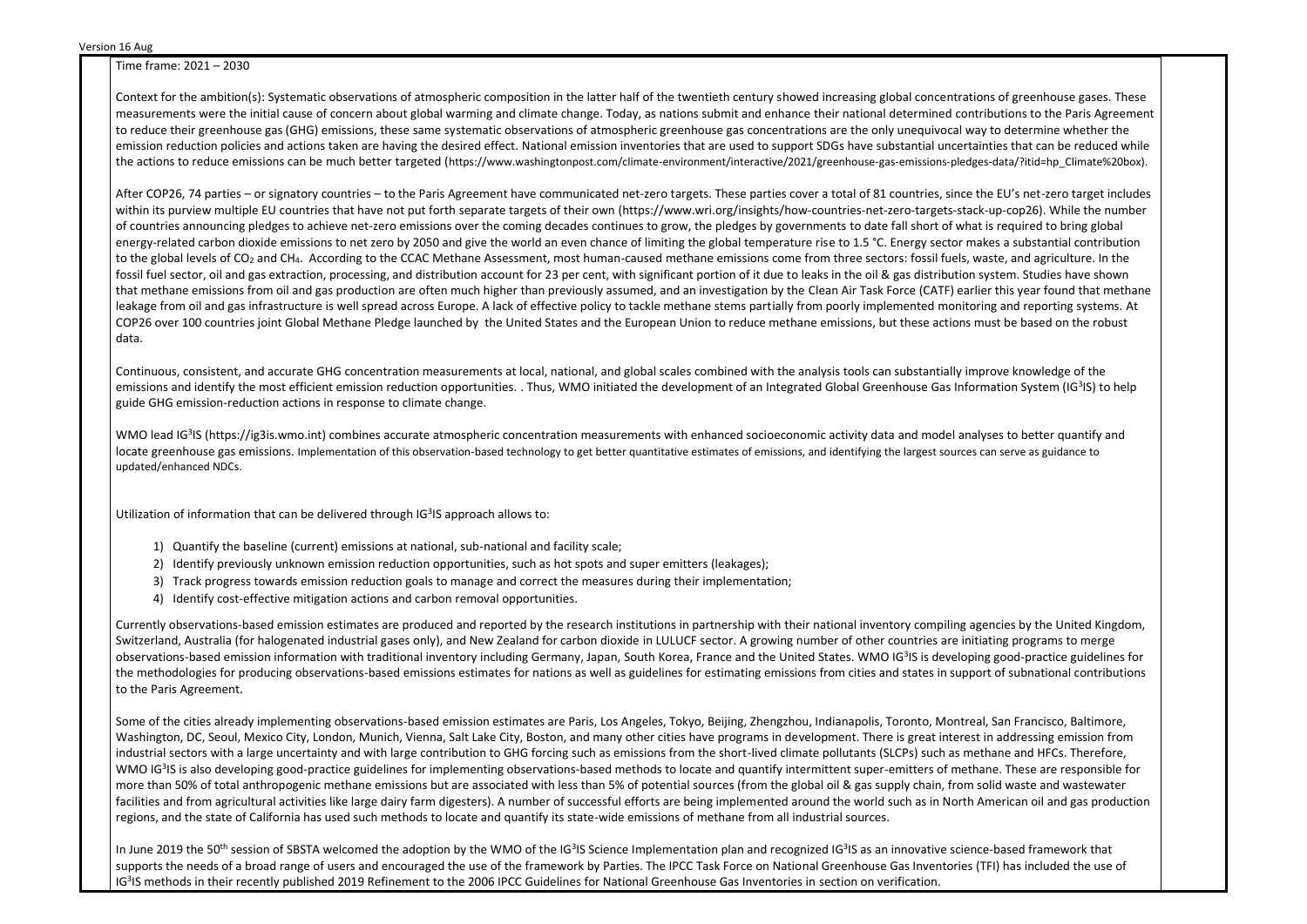Time frame: 2021 – 2030

Context for the ambition(s): Systematic observations of atmospheric composition in the latter half of the twentieth century showed increasing global concentrations of greenhouse gases. These measurements were the initial cause of concern about global warming and climate change. Today, as nations submit and enhance their national determined contributions to the Paris Agreement to reduce their greenhouse gas (GHG) emissions, these same systematic observations of atmospheric greenhouse gas concentrations are the only unequivocal way to determine whether the emission reduction policies and actions taken are having the desired effect. National emission inventories that are used to support SDGs have substantial uncertainties that can be reduced while the actions to reduce emissions can be much better targeted (https://www.washingtonpost.com/climate-environment/interactive/2021/greenhouse-gas-emissions-pledges-data/?itid=hp_Climate%20box).

After COP26, 74 parties – or signatory countries – to the Paris Agreement have communicated net-zero targets. These parties cover a total of 81 countries, since the EU's net-zero target includes within its purview multiple EU countries that have not put forth separate targets of their own (https://www.wri.org/insights/how-countries-net-zero-targets-stack-up-cop26). While the number of countries announcing pledges to achieve net-zero emissions over the coming decades continues to grow, the pledges by governments to date fall short of what is required to bring global energy-related carbon dioxide emissions to net zero by 2050 and give the world an even chance of limiting the global temperature rise to 1.5 °C. Energy sector makes a substantial contribution to the global levels of $CO_2$ and $CH_4$. According to the CCAC Methane Assessment, most human-caused methane emissions come from three sectors: fossil fuels, waste, and agriculture. In the fossil fuel sector, oil and gas extraction, processing, and distribution account for 23 per cent, with significant portion of it due to leaks in the oil & gas distribution system. Studies have shown that methane emissions from oil and gas production are often much higher than previously assumed, and an investigation by the Clean Air Task Force (CATF) earlier this year found that methane leakage from oil and gas infrastructure is well spread across Europe. A lack of effective policy to tackle methane stems partially from poorly implemented monitoring and reporting systems. At COP26 over 100 countries joint Global Methane Pledge launched by the United States and the European Union to reduce methane emissions, but these actions must be based on the robust data.

Continuous, consistent, and accurate GHG concentration measurements at local, national, and global scales combined with the analysis tools can substantially improve knowledge of the emissions and identify the most efficient emission reduction opportunities. . Thus, WMO initiated the development of an Integrated Global Greenhouse Gas Information System (IG³IS) to help guide GHG emission-reduction actions in response to climate change.

WMO lead IG³IS (https://ig3is.wmo.int) combines accurate atmospheric concentration measurements with enhanced socioeconomic activity data and model analyses to better quantify and locate greenhouse gas emissions. Implementation of this observation-based technology to get better quantitative estimates of emissions, and identifying the largest sources can serve as guidance to updated/enhanced NDCs.

Utilization of information that can be delivered through IG³IS approach allows to:

1) Quantify the baseline (current) emissions at national, sub-national and facility scale;
2) Identify previously unknown emission reduction opportunities, such as hot spots and super emitters (leakages);
3) Track progress towards emission reduction goals to manage and correct the measures during their implementation;
4) Identify cost-effective mitigation actions and carbon removal opportunities.

Currently observations-based emission estimates are produced and reported by the research institutions in partnership with their national inventory compiling agencies by the United Kingdom, Switzerland, Australia (for halogenated industrial gases only), and New Zealand for carbon dioxide in LULUCF sector. A growing number of other countries are initiating programs to merge observations-based emission information with traditional inventory including Germany, Japan, South Korea, France and the United States. WMO IG³IS is developing good-practice guidelines for the methodologies for producing observations-based emissions estimates for nations as well as guidelines for estimating emissions from cities and states in support of subnational contributions to the Paris Agreement.

Some of the cities already implementing observations-based emission estimates are Paris, Los Angeles, Tokyo, Beijing, Zhengzhou, Indianapolis, Toronto, Montreal, San Francisco, Baltimore, Washington, DC, Seoul, Mexico City, London, Munich, Vienna, Salt Lake City, Boston, and many other cities have programs in development. There is great interest in addressing emission from industrial sectors with a large uncertainty and with large contribution to GHG forcing such as emissions from the short-lived climate pollutants (SLCPs) such as methane and HFCs. Therefore, WMO IG³IS is also developing good-practice guidelines for implementing observations-based methods to locate and quantify intermittent super-emitters of methane. These are responsible for more than 50% of total anthropogenic methane emissions but are associated with less than 5% of potential sources (from the global oil & gas supply chain, from solid waste and wastewater facilities and from agricultural activities like large dairy farm digesters). A number of successful efforts are being implemented around the world such as in North American oil and gas production regions, and the state of California has used such methods to locate and quantify its state-wide emissions of methane from all industrial sources.

In June 2019 the 50th session of SBSTA welcomed the adoption by the WMO of the IG³IS Science Implementation plan and recognized IG³IS as an innovative science-based framework that supports the needs of a broad range of users and encouraged the use of the framework by Parties. The IPCC Task Force on National Greenhouse Gas Inventories (TFI) has included the use of IG³IS methods in their recently published 2019 Refinement to the 2006 IPCC Guidelines for National Greenhouse Gas Inventories in section on verification.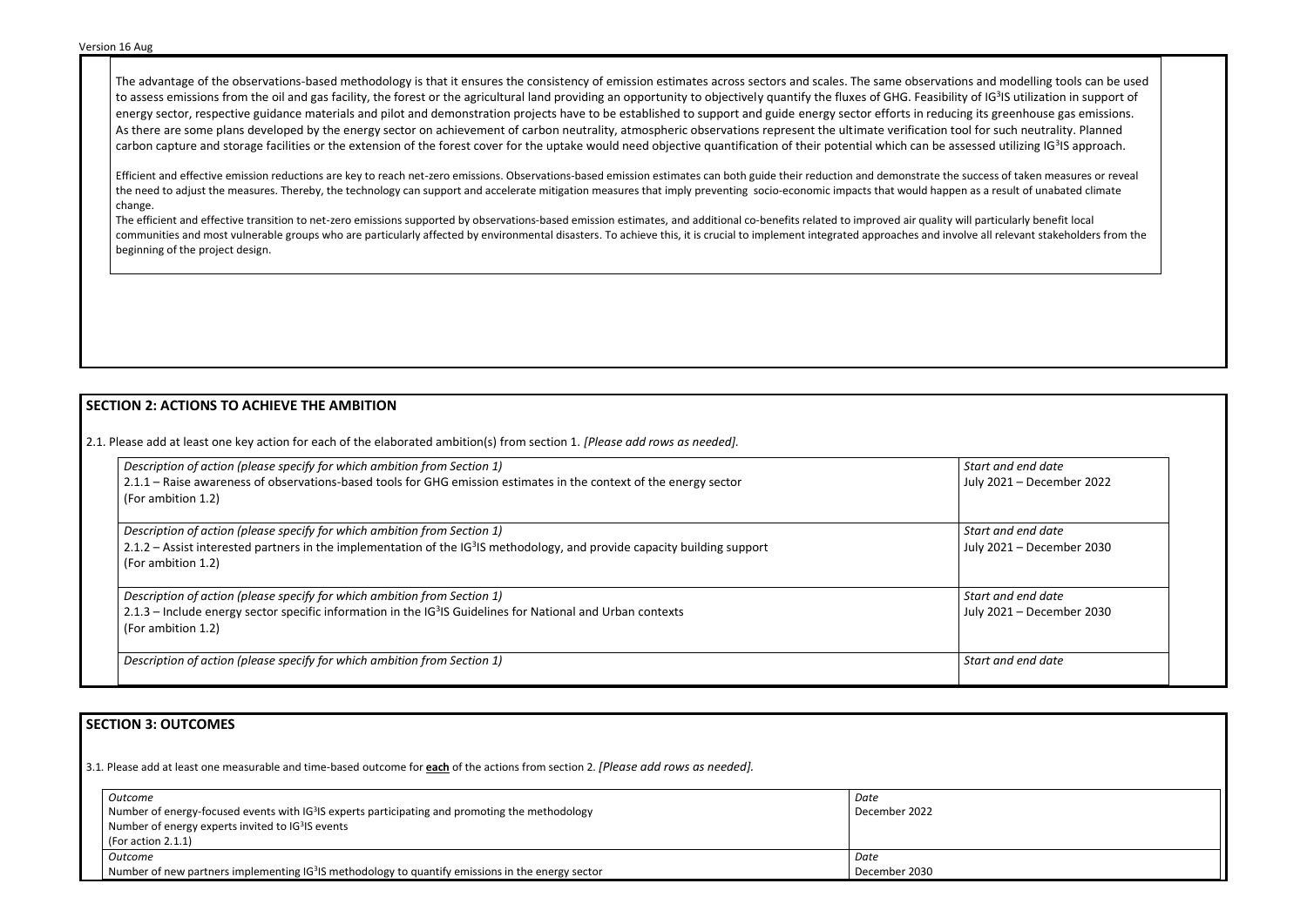The advantage of the observations-based methodology is that it ensures the consistency of emission estimates across sectors and scales. The same observations and modelling tools can be used to assess emissions from the oil and gas facility, the forest or the agricultural land providing an opportunity to objectively quantify the fluxes of GHG. Feasibility of IG³IS utilization in support of energy sector, respective guidance materials and pilot and demonstration projects have to be established to support and guide energy sector efforts in reducing its greenhouse gas emissions. As there are some plans developed by the energy sector on achievement of carbon neutrality, atmospheric observations represent the ultimate verification tool for such neutrality. Planned carbon capture and storage facilities or the extension of the forest cover for the uptake would need objective quantification of their potential which can be assessed utilizing IG³IS approach.

Efficient and effective emission reductions are key to reach net-zero emissions. Observations-based emission estimates can both guide their reduction and demonstrate the success of taken measures or reveal the need to adjust the measures. Thereby, the technology can support and accelerate mitigation measures that imply preventing socio-economic impacts that would happen as a result of unabated climate change.

The efficient and effective transition to net-zero emissions supported by observations-based emission estimates, and additional co-benefits related to improved air quality will particularly benefit local communities and most vulnerable groups who are particularly affected by environmental disasters. To achieve this, it is crucial to implement integrated approaches and involve all relevant stakeholders from the beginning of the project design.

## SECTION 2: ACTIONS TO ACHIEVE THE AMBITION

2.1. Please add at least one key action for each of the elaborated ambition(s) from section 1. *[Please add rows as needed].*

| *Description of action (please specify for which ambition from Section 1)* | *Start and end date* |
|---|---|
| 2.1.1 – Raise awareness of observations-based tools for GHG emission estimates in the context of the energy sector (For ambition 1.2) | July 2021 – December 2022 |
| *Description of action (please specify for which ambition from Section 1)* 2.1.2 – Assist interested partners in the implementation of the IG³IS methodology, and provide capacity building support (For ambition 1.2) | *Start and end date* July 2021 – December 2030 |
| *Description of action (please specify for which ambition from Section 1)* 2.1.3 – Include energy sector specific information in the IG³IS Guidelines for National and Urban contexts (For ambition 1.2) | *Start and end date* July 2021 – December 2030 |
| *Description of action (please specify for which ambition from Section 1)* | *Start and end date* |

## SECTION 3: OUTCOMES

3.1. Please add at least one measurable and time-based outcome for **each** of the actions from section 2. *[Please add rows as needed].*

| *Outcome* | *Date* |
|---|---|
| Number of energy-focused events with IG³IS experts participating and promoting the methodology<br>Number of energy experts invited to IG³IS events<br>(For action 2.1.1) | December 2022 |
| *Outcome* Number of new partners implementing IG³IS methodology to quantify emissions in the energy sector | *Date* December 2030 |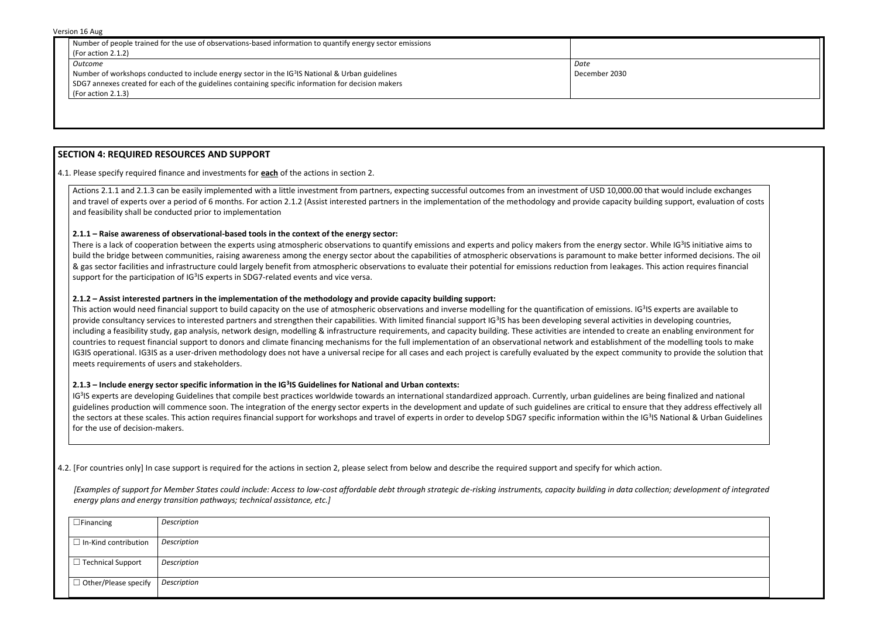| | |
|---|---|
| Number of people trained for the use of observations-based information to quantify energy sector emissions<br>(For action 2.1.2) | |
| *Outcome*<br>Number of workshops conducted to include energy sector in the IG³IS National & Urban guidelines<br>SDG7 annexes created for each of the guidelines containing specific information for decision makers<br>(For action 2.1.3) | *Date*<br>December 2030 |

## SECTION 4: REQUIRED RESOURCES AND SUPPORT

4.1. Please specify required finance and investments for **each** of the actions in section 2.

Actions 2.1.1 and 2.1.3 can be easily implemented with a little investment from partners, expecting successful outcomes from an investment of USD 10,000.00 that would include exchanges and travel of experts over a period of 6 months. For action 2.1.2 (Assist interested partners in the implementation of the methodology and provide capacity building support, evaluation of costs and feasibility shall be conducted prior to implementation

**2.1.1 – Raise awareness of observational-based tools in the context of the energy sector:**
There is a lack of cooperation between the experts using atmospheric observations to quantify emissions and experts and policy makers from the energy sector. While IG³IS initiative aims to build the bridge between communities, raising awareness among the energy sector about the capabilities of atmospheric observations is paramount to make better informed decisions. The oil & gas sector facilities and infrastructure could largely benefit from atmospheric observations to evaluate their potential for emissions reduction from leakages. This action requires financial support for the participation of IG³IS experts in SDG7-related events and vice versa.

**2.1.2 – Assist interested partners in the implementation of the methodology and provide capacity building support:**
This action would need financial support to build capacity on the use of atmospheric observations and inverse modelling for the quantification of emissions. IG³IS experts are available to provide consultancy services to interested partners and strengthen their capabilities. With limited financial support IG³IS has been developing several activities in developing countries, including a feasibility study, gap analysis, network design, modelling & infrastructure requirements, and capacity building. These activities are intended to create an enabling environment for countries to request financial support to donors and climate financing mechanisms for the full implementation of an observational network and establishment of the modelling tools to make IG3IS operational. IG3IS as a user-driven methodology does not have a universal recipe for all cases and each project is carefully evaluated by the expect community to provide the solution that meets requirements of users and stakeholders.

**2.1.3 – Include energy sector specific information in the IG³IS Guidelines for National and Urban contexts:**
IG³IS experts are developing Guidelines that compile best practices worldwide towards an international standardized approach. Currently, urban guidelines are being finalized and national guidelines production will commence soon. The integration of the energy sector experts in the development and update of such guidelines are critical to ensure that they address effectively all the sectors at these scales. This action requires financial support for workshops and travel of experts in order to develop SDG7 specific information within the IG³IS National & Urban Guidelines for the use of decision-makers.

4.2. [For countries only] In case support is required for the actions in section 2, please select from below and describe the required support and specify for which action.

*[Examples of support for Member States could include: Access to low-cost affordable debt through strategic de-risking instruments, capacity building in data collection; development of integrated energy plans and energy transition pathways; technical assistance, etc.]*

| | |
|---|---|
| ☐ Financing | *Description* |
| ☐ In-Kind contribution | *Description* |
| ☐ Technical Support | *Description* |
| ☐ Other/Please specify | *Description* |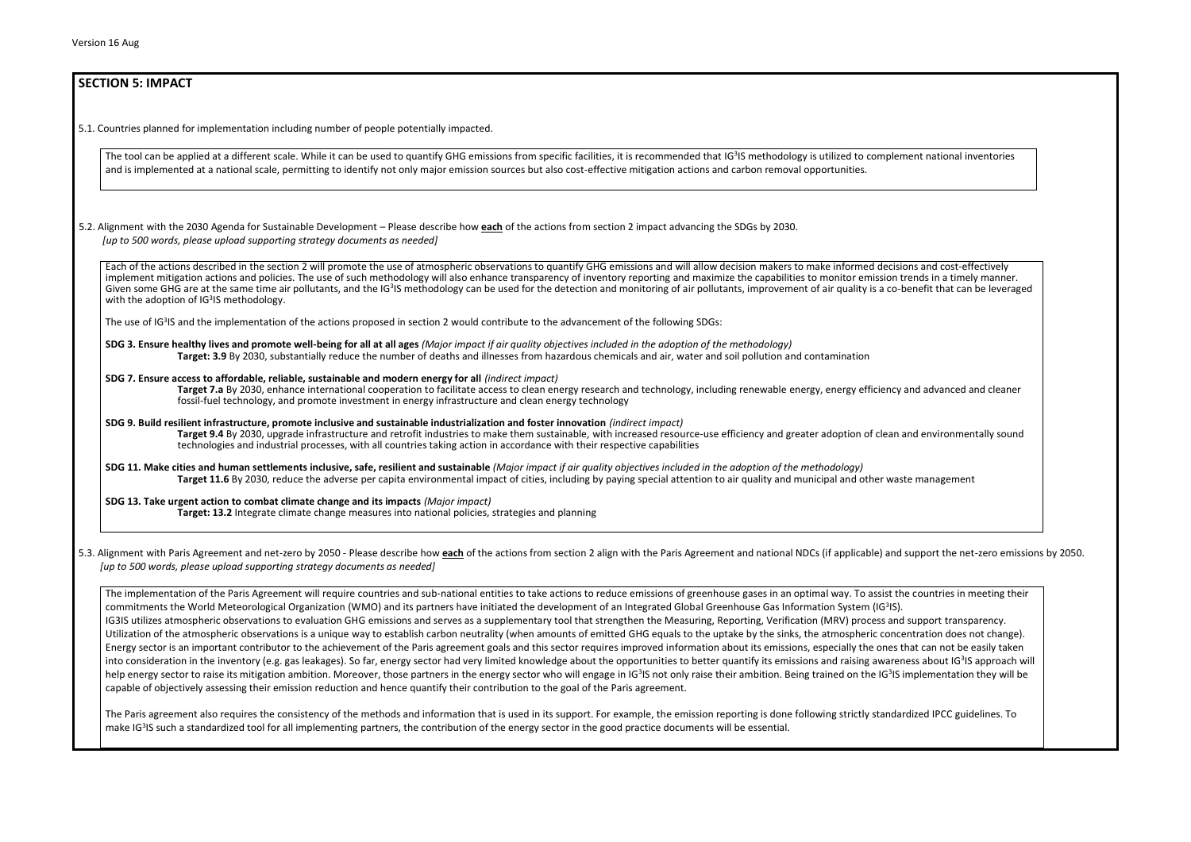## SECTION 5: IMPACT

5.1. Countries planned for implementation including number of people potentially impacted.

The tool can be applied at a different scale. While it can be used to quantify GHG emissions from specific facilities, it is recommended that IG$^3$IS methodology is utilized to complement national inventories and is implemented at a national scale, permitting to identify not only major emission sources but also cost-effective mitigation actions and carbon removal opportunities.

5.2. Alignment with the 2030 Agenda for Sustainable Development – Please describe how **each** of the actions from section 2 impact advancing the SDGs by 2030.
*[up to 500 words, please upload supporting strategy documents as needed]*

Each of the actions described in the section 2 will promote the use of atmospheric observations to quantify GHG emissions and will allow decision makers to make informed decisions and cost-effectively implement mitigation actions and policies. The use of such methodology will also enhance transparency of inventory reporting and maximize the capabilities to monitor emission trends in a timely manner. Given some GHG are at the same time air pollutants, and the IG$^3$IS methodology can be used for the detection and monitoring of air pollutants, improvement of air quality is a co-benefit that can be leveraged with the adoption of IG$^3$IS methodology.

The use of IG$^3$IS and the implementation of the actions proposed in section 2 would contribute to the advancement of the following SDGs:

**SDG 3. Ensure healthy lives and promote well-being for all at all ages** *(Major impact if air quality objectives included in the adoption of the methodology)*
**Target: 3.9** By 2030, substantially reduce the number of deaths and illnesses from hazardous chemicals and air, water and soil pollution and contamination

**SDG 7. Ensure access to affordable, reliable, sustainable and modern energy for all** *(indirect impact)*
**Target 7.a** By 2030, enhance international cooperation to facilitate access to clean energy research and technology, including renewable energy, energy efficiency and advanced and cleaner fossil-fuel technology, and promote investment in energy infrastructure and clean energy technology

**SDG 9. Build resilient infrastructure, promote inclusive and sustainable industrialization and foster innovation** *(indirect impact)*
**Target 9.4** By 2030, upgrade infrastructure and retrofit industries to make them sustainable, with increased resource-use efficiency and greater adoption of clean and environmentally sound technologies and industrial processes, with all countries taking action in accordance with their respective capabilities

**SDG 11. Make cities and human settlements inclusive, safe, resilient and sustainable** *(Major impact if air quality objectives included in the adoption of the methodology)*
**Target 11.6** By 2030, reduce the adverse per capita environmental impact of cities, including by paying special attention to air quality and municipal and other waste management

**SDG 13. Take urgent action to combat climate change and its impacts** *(Major impact)*
**Target: 13.2** Integrate climate change measures into national policies, strategies and planning

5.3. Alignment with Paris Agreement and net-zero by 2050 - Please describe how **each** of the actions from section 2 align with the Paris Agreement and national NDCs (if applicable) and support the net-zero emissions by 2050.
*[up to 500 words, please upload supporting strategy documents as needed]*

The implementation of the Paris Agreement will require countries and sub-national entities to take actions to reduce emissions of greenhouse gases in an optimal way. To assist the countries in meeting their commitments the World Meteorological Organization (WMO) and its partners have initiated the development of an Integrated Global Greenhouse Gas Information System (IG$^3$IS).
IG3IS utilizes atmospheric observations to evaluation GHG emissions and serves as a supplementary tool that strengthen the Measuring, Reporting, Verification (MRV) process and support transparency. Utilization of the atmospheric observations is a unique way to establish carbon neutrality (when amounts of emitted GHG equals to the uptake by the sinks, the atmospheric concentration does not change). Energy sector is an important contributor to the achievement of the Paris agreement goals and this sector requires improved information about its emissions, especially the ones that can not be easily taken into consideration in the inventory (e.g. gas leakages). So far, energy sector had very limited knowledge about the opportunities to better quantify its emissions and raising awareness about IG$^3$IS approach will help energy sector to raise its mitigation ambition. Moreover, those partners in the energy sector who will engage in IG$^3$IS not only raise their ambition. Being trained on the IG$^3$IS implementation they will be capable of objectively assessing their emission reduction and hence quantify their contribution to the goal of the Paris agreement.

The Paris agreement also requires the consistency of the methods and information that is used in its support. For example, the emission reporting is done following strictly standardized IPCC guidelines. To make IG$^3$IS such a standardized tool for all implementing partners, the contribution of the energy sector in the good practice documents will be essential.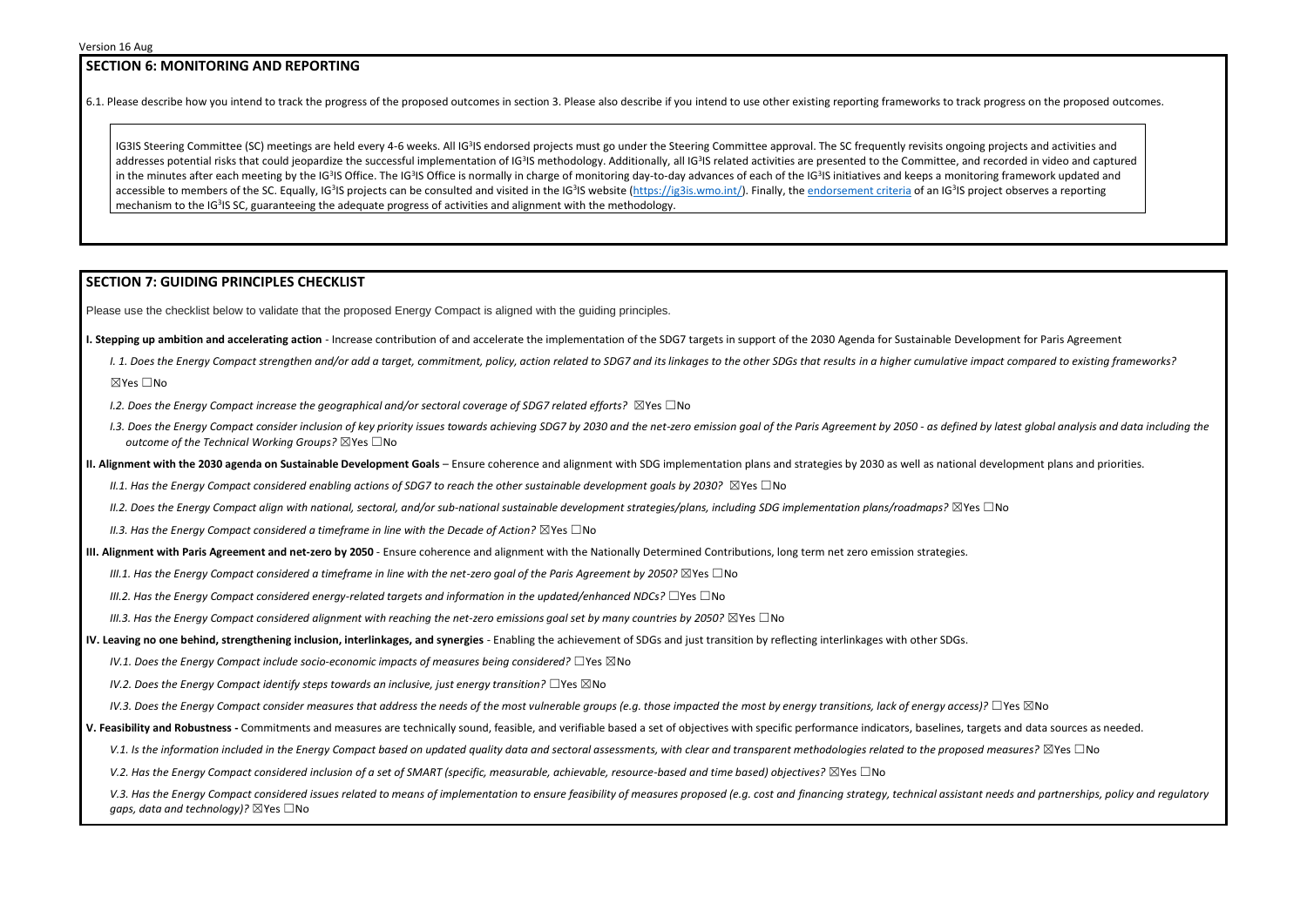## SECTION 6: MONITORING AND REPORTING

6.1. Please describe how you intend to track the progress of the proposed outcomes in section 3. Please also describe if you intend to use other existing reporting frameworks to track progress on the proposed outcomes.

IG3IS Steering Committee (SC) meetings are held every 4-6 weeks. All IG³IS endorsed projects must go under the Steering Committee approval. The SC frequently revisits ongoing projects and activities and addresses potential risks that could jeopardize the successful implementation of IG³IS methodology. Additionally, all IG³IS related activities are presented to the Committee, and recorded in video and captured in the minutes after each meeting by the IG³IS Office. The IG³IS Office is normally in charge of monitoring day-to-day advances of each of the IG³IS initiatives and keeps a monitoring framework updated and accessible to members of the SC. Equally, IG³IS projects can be consulted and visited in the IG³IS website (https://ig3is.wmo.int/). Finally, the endorsement criteria of an IG³IS project observes a reporting mechanism to the IG³IS SC, guaranteeing the adequate progress of activities and alignment with the methodology.

## SECTION 7: GUIDING PRINCIPLES CHECKLIST

Please use the checklist below to validate that the proposed Energy Compact is aligned with the guiding principles.

**I. Stepping up ambition and accelerating action** - Increase contribution of and accelerate the implementation of the SDG7 targets in support of the 2030 Agenda for Sustainable Development for Paris Agreement

*I. 1. Does the Energy Compact strengthen and/or add a target, commitment, policy, action related to SDG7 and its linkages to the other SDGs that results in a higher cumulative impact compared to existing frameworks?*
☒Yes ☐No

*I.2. Does the Energy Compact increase the geographical and/or sectoral coverage of SDG7 related efforts?* ☒Yes ☐No

*I.3. Does the Energy Compact consider inclusion of key priority issues towards achieving SDG7 by 2030 and the net-zero emission goal of the Paris Agreement by 2050 - as defined by latest global analysis and data including the outcome of the Technical Working Groups?* ☒Yes ☐No

**II. Alignment with the 2030 agenda on Sustainable Development Goals** – Ensure coherence and alignment with SDG implementation plans and strategies by 2030 as well as national development plans and priorities.

*II.1. Has the Energy Compact considered enabling actions of SDG7 to reach the other sustainable development goals by 2030?* ☒Yes ☐No

*II.2. Does the Energy Compact align with national, sectoral, and/or sub-national sustainable development strategies/plans, including SDG implementation plans/roadmaps?* ☒Yes ☐No

*II.3. Has the Energy Compact considered a timeframe in line with the Decade of Action?* ☒Yes ☐No

**III. Alignment with Paris Agreement and net-zero by 2050** - Ensure coherence and alignment with the Nationally Determined Contributions, long term net zero emission strategies.

*III.1. Has the Energy Compact considered a timeframe in line with the net-zero goal of the Paris Agreement by 2050?* ☒Yes ☐No

*III.2. Has the Energy Compact considered energy-related targets and information in the updated/enhanced NDCs?* ☐Yes ☐No

*III.3. Has the Energy Compact considered alignment with reaching the net-zero emissions goal set by many countries by 2050?* ☒Yes ☐No

**IV. Leaving no one behind, strengthening inclusion, interlinkages, and synergies** - Enabling the achievement of SDGs and just transition by reflecting interlinkages with other SDGs.

*IV.1. Does the Energy Compact include socio-economic impacts of measures being considered?* ☐Yes ☒No

*IV.2. Does the Energy Compact identify steps towards an inclusive, just energy transition?* ☐Yes ☒No

*IV.3. Does the Energy Compact consider measures that address the needs of the most vulnerable groups (e.g. those impacted the most by energy transitions, lack of energy access)?* ☐Yes ☒No

**V. Feasibility and Robustness -** Commitments and measures are technically sound, feasible, and verifiable based a set of objectives with specific performance indicators, baselines, targets and data sources as needed.

*V.1. Is the information included in the Energy Compact based on updated quality data and sectoral assessments, with clear and transparent methodologies related to the proposed measures?* ☒Yes ☐No

*V.2. Has the Energy Compact considered inclusion of a set of SMART (specific, measurable, achievable, resource-based and time based) objectives?* ☒Yes ☐No

*V.3. Has the Energy Compact considered issues related to means of implementation to ensure feasibility of measures proposed (e.g. cost and financing strategy, technical assistant needs and partnerships, policy and regulatory gaps, data and technology)?* ☒Yes ☐No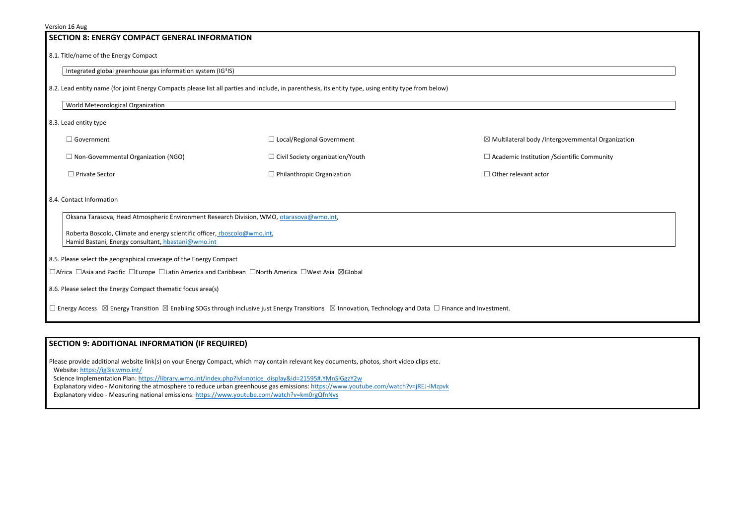Version 16 Aug

## SECTION 8: ENERGY COMPACT GENERAL INFORMATION

8.1. Title/name of the Energy Compact

Integrated global greenhouse gas information system (IG³IS)

8.2. Lead entity name (for joint Energy Compacts please list all parties and include, in parenthesis, its entity type, using entity type from below)

World Meteorological Organization

8.3. Lead entity type

| | | |
|---|---|---|
| ☐ Government | ☐ Local/Regional Government | ☒ Multilateral body /Intergovernmental Organization |
| ☐ Non-Governmental Organization (NGO) | ☐ Civil Society organization/Youth | ☐ Academic Institution /Scientific Community |
| ☐ Private Sector | ☐ Philanthropic Organization | ☐ Other relevant actor |

8.4. Contact Information

Oksana Tarasova, Head Atmospheric Environment Research Division, WMO, otarasova@wmo.int,

Roberta Boscolo, Climate and energy scientific officer, rboscolo@wmo.int,
Hamid Bastani, Energy consultant, hbastani@wmo.int

8.5. Please select the geographical coverage of the Energy Compact

☐Africa ☐Asia and Pacific ☐Europe ☐Latin America and Caribbean ☐North America ☐West Asia ☒Global

8.6. Please select the Energy Compact thematic focus area(s)

☐ Energy Access ☒ Energy Transition ☒ Enabling SDGs through inclusive just Energy Transitions ☒ Innovation, Technology and Data ☐ Finance and Investment.

## SECTION 9: ADDITIONAL INFORMATION (IF REQUIRED)

Please provide additional website link(s) on your Energy Compact, which may contain relevant key documents, photos, short video clips etc.

Website: https://ig3is.wmo.int/

Science Implementation Plan: https://library.wmo.int/index.php?lvl=notice_display&id=21595#.YMnSlGgzY2w

Explanatory video - Monitoring the atmosphere to reduce urban greenhouse gas emissions: https://www.youtube.com/watch?v=jREJ-lMzpvk

Explanatory video - Measuring national emissions: https://www.youtube.com/watch?v=km0rgQfnNvs